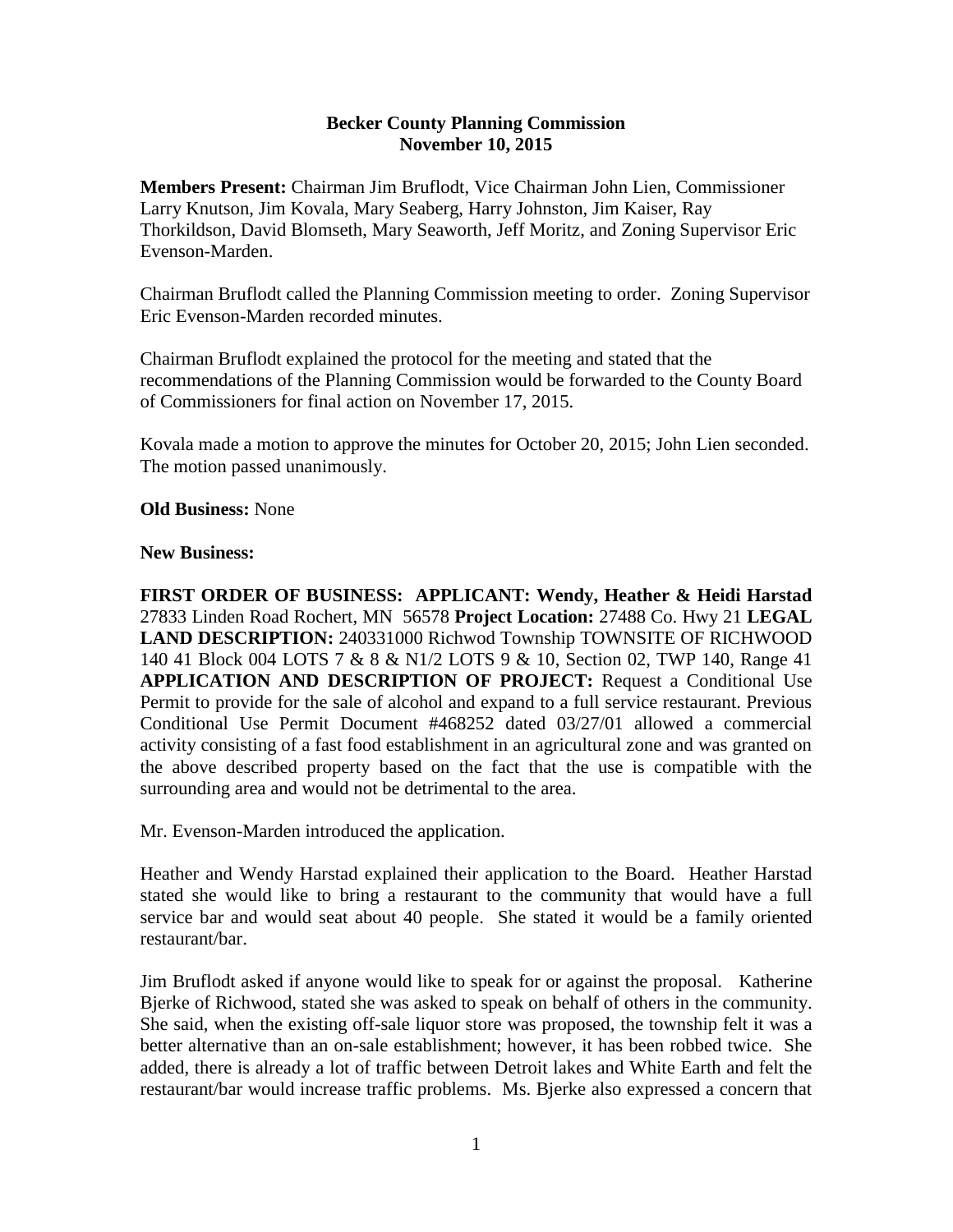**Becker County Planning Commission**
**November 10, 2015**

**Members Present:** Chairman Jim Bruflodt, Vice Chairman John Lien, Commissioner Larry Knutson, Jim Kovala, Mary Seaberg, Harry Johnston, Jim Kaiser, Ray Thorkildson, David Blomseth, Mary Seaworth, Jeff Moritz, and Zoning Supervisor Eric Evenson-Marden.

Chairman Bruflodt called the Planning Commission meeting to order. Zoning Supervisor Eric Evenson-Marden recorded minutes.

Chairman Bruflodt explained the protocol for the meeting and stated that the recommendations of the Planning Commission would be forwarded to the County Board of Commissioners for final action on November 17, 2015.

Kovala made a motion to approve the minutes for October 20, 2015; John Lien seconded. The motion passed unanimously.

**Old Business:** None

**New Business:**

**FIRST ORDER OF BUSINESS: APPLICANT: Wendy, Heather & Heidi Harstad** 27833 Linden Road Rochert, MN 56578 **Project Location:** 27488 Co. Hwy 21 **LEGAL LAND DESCRIPTION:** 240331000 Richwod Township TOWNSITE OF RICHWOOD 140 41 Block 004 LOTS 7 & 8 & N1/2 LOTS 9 & 10, Section 02, TWP 140, Range 41 **APPLICATION AND DESCRIPTION OF PROJECT:** Request a Conditional Use Permit to provide for the sale of alcohol and expand to a full service restaurant. Previous Conditional Use Permit Document #468252 dated 03/27/01 allowed a commercial activity consisting of a fast food establishment in an agricultural zone and was granted on the above described property based on the fact that the use is compatible with the surrounding area and would not be detrimental to the area.

Mr. Evenson-Marden introduced the application.

Heather and Wendy Harstad explained their application to the Board. Heather Harstad stated she would like to bring a restaurant to the community that would have a full service bar and would seat about 40 people. She stated it would be a family oriented restaurant/bar.

Jim Bruflodt asked if anyone would like to speak for or against the proposal. Katherine Bjerke of Richwood, stated she was asked to speak on behalf of others in the community. She said, when the existing off-sale liquor store was proposed, the township felt it was a better alternative than an on-sale establishment; however, it has been robbed twice. She added, there is already a lot of traffic between Detroit lakes and White Earth and felt the restaurant/bar would increase traffic problems. Ms. Bjerke also expressed a concern that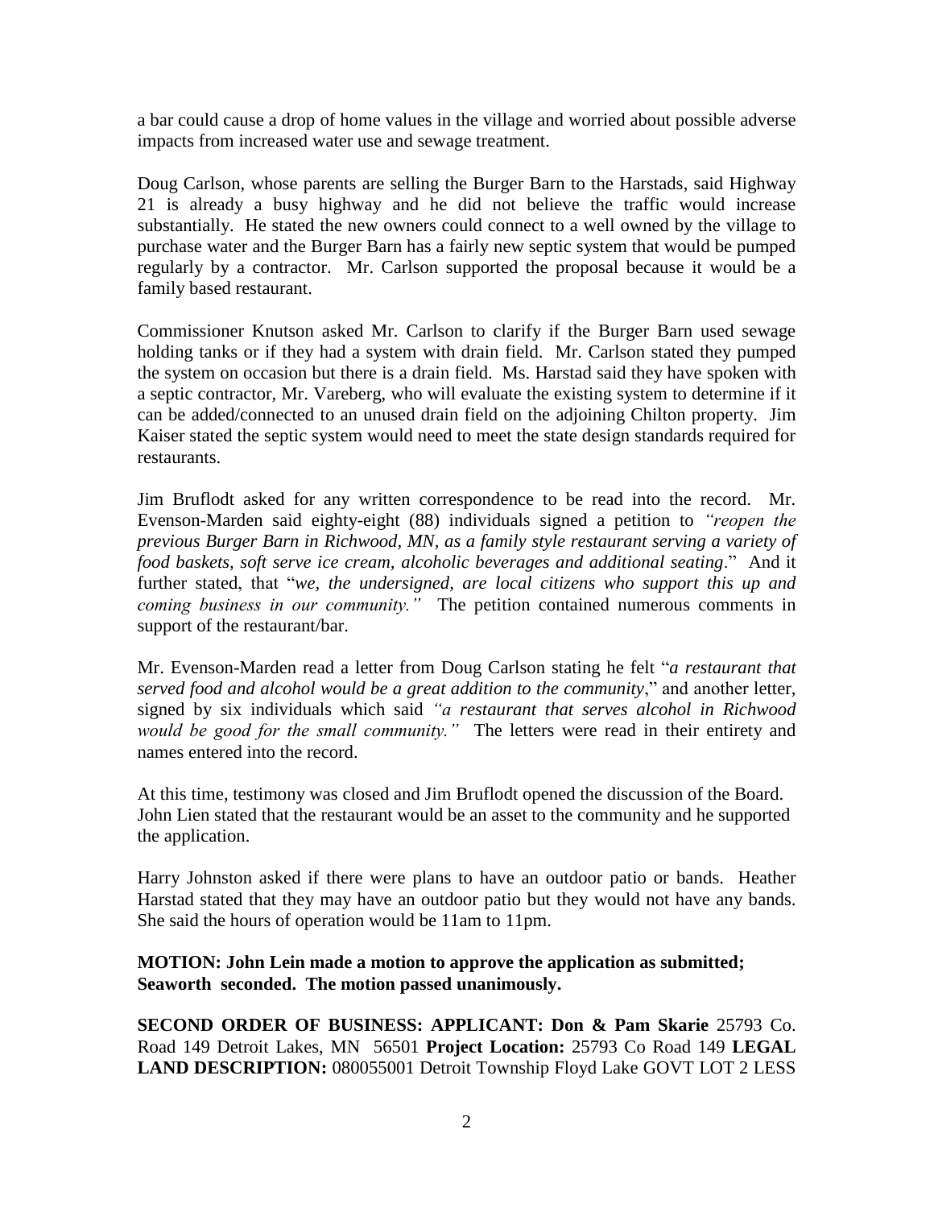a bar could cause a drop of home values in the village and worried about possible adverse impacts from increased water use and sewage treatment.

Doug Carlson, whose parents are selling the Burger Barn to the Harstads, said Highway 21 is already a busy highway and he did not believe the traffic would increase substantially. He stated the new owners could connect to a well owned by the village to purchase water and the Burger Barn has a fairly new septic system that would be pumped regularly by a contractor. Mr. Carlson supported the proposal because it would be a family based restaurant.

Commissioner Knutson asked Mr. Carlson to clarify if the Burger Barn used sewage holding tanks or if they had a system with drain field. Mr. Carlson stated they pumped the system on occasion but there is a drain field. Ms. Harstad said they have spoken with a septic contractor, Mr. Vareberg, who will evaluate the existing system to determine if it can be added/connected to an unused drain field on the adjoining Chilton property. Jim Kaiser stated the septic system would need to meet the state design standards required for restaurants.

Jim Bruflodt asked for any written correspondence to be read into the record. Mr. Evenson-Marden said eighty-eight (88) individuals signed a petition to *"reopen the previous Burger Barn in Richwood, MN, as a family style restaurant serving a variety of food baskets, soft serve ice cream, alcoholic beverages and additional seating*." And it further stated, that "*we, the undersigned, are local citizens who support this up and coming business in our community."* The petition contained numerous comments in support of the restaurant/bar.

Mr. Evenson-Marden read a letter from Doug Carlson stating he felt "*a restaurant that served food and alcohol would be a great addition to the community*," and another letter, signed by six individuals which said *"a restaurant that serves alcohol in Richwood would be good for the small community."* The letters were read in their entirety and names entered into the record.

At this time, testimony was closed and Jim Bruflodt opened the discussion of the Board. John Lien stated that the restaurant would be an asset to the community and he supported the application.

Harry Johnston asked if there were plans to have an outdoor patio or bands. Heather Harstad stated that they may have an outdoor patio but they would not have any bands. She said the hours of operation would be 11am to 11pm.

**MOTION: John Lein made a motion to approve the application as submitted; Seaworth seconded. The motion passed unanimously.**

**SECOND ORDER OF BUSINESS: APPLICANT: Don & Pam Skarie** 25793 Co. Road 149 Detroit Lakes, MN 56501 **Project Location:** 25793 Co Road 149 **LEGAL LAND DESCRIPTION:** 080055001 Detroit Township Floyd Lake GOVT LOT 2 LESS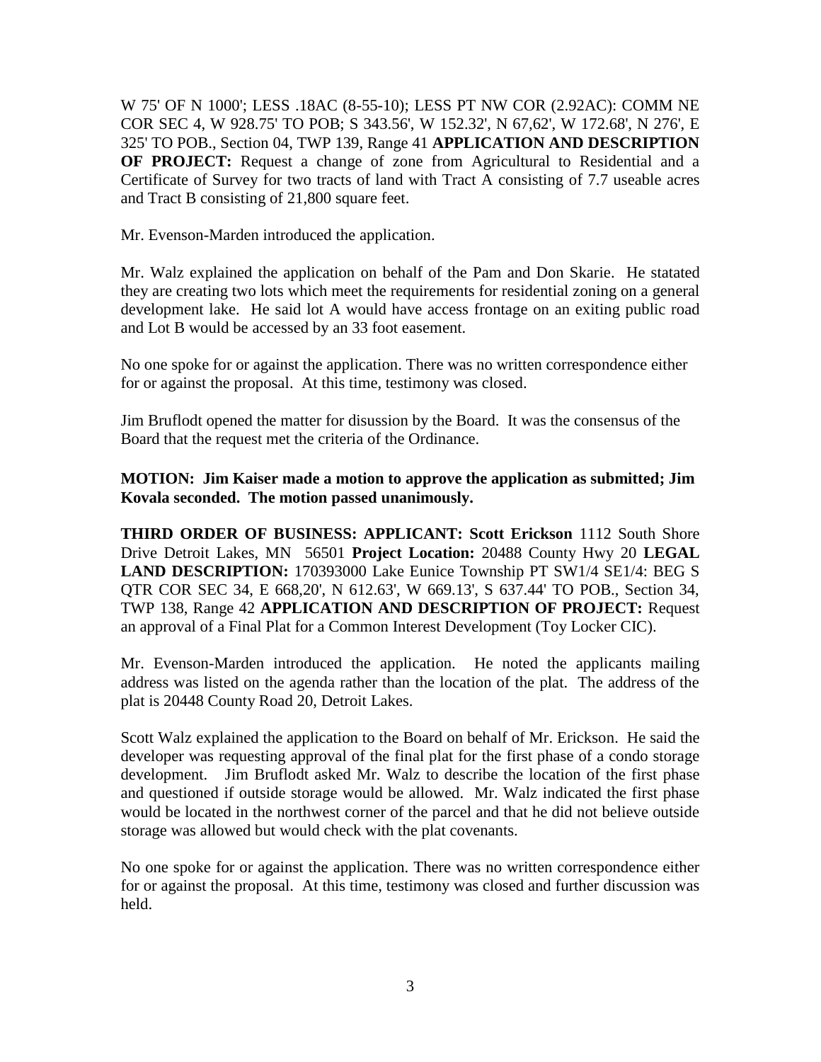W 75' OF N 1000'; LESS .18AC (8-55-10); LESS PT NW COR (2.92AC): COMM NE COR SEC 4, W 928.75' TO POB; S 343.56', W 152.32', N 67,62', W 172.68', N 276', E 325' TO POB., Section 04, TWP 139, Range 41 **APPLICATION AND DESCRIPTION OF PROJECT:** Request a change of zone from Agricultural to Residential and a Certificate of Survey for two tracts of land with Tract A consisting of 7.7 useable acres and Tract B consisting of 21,800 square feet.

Mr. Evenson-Marden introduced the application.

Mr. Walz explained the application on behalf of the Pam and Don Skarie. He statated they are creating two lots which meet the requirements for residential zoning on a general development lake. He said lot A would have access frontage on an exiting public road and Lot B would be accessed by an 33 foot easement.

No one spoke for or against the application. There was no written correspondence either for or against the proposal. At this time, testimony was closed.

Jim Bruflodt opened the matter for disussion by the Board. It was the consensus of the Board that the request met the criteria of the Ordinance.

**MOTION: Jim Kaiser made a motion to approve the application as submitted; Jim Kovala seconded. The motion passed unanimously.**

**THIRD ORDER OF BUSINESS: APPLICANT: Scott Erickson** 1112 South Shore Drive Detroit Lakes, MN 56501 **Project Location:** 20488 County Hwy 20 **LEGAL LAND DESCRIPTION:** 170393000 Lake Eunice Township PT SW1/4 SE1/4: BEG S QTR COR SEC 34, E 668,20', N 612.63', W 669.13', S 637.44' TO POB., Section 34, TWP 138, Range 42 **APPLICATION AND DESCRIPTION OF PROJECT:** Request an approval of a Final Plat for a Common Interest Development (Toy Locker CIC).

Mr. Evenson-Marden introduced the application. He noted the applicants mailing address was listed on the agenda rather than the location of the plat. The address of the plat is 20448 County Road 20, Detroit Lakes.

Scott Walz explained the application to the Board on behalf of Mr. Erickson. He said the developer was requesting approval of the final plat for the first phase of a condo storage development. Jim Bruflodt asked Mr. Walz to describe the location of the first phase and questioned if outside storage would be allowed. Mr. Walz indicated the first phase would be located in the northwest corner of the parcel and that he did not believe outside storage was allowed but would check with the plat covenants.

No one spoke for or against the application. There was no written correspondence either for or against the proposal. At this time, testimony was closed and further discussion was held.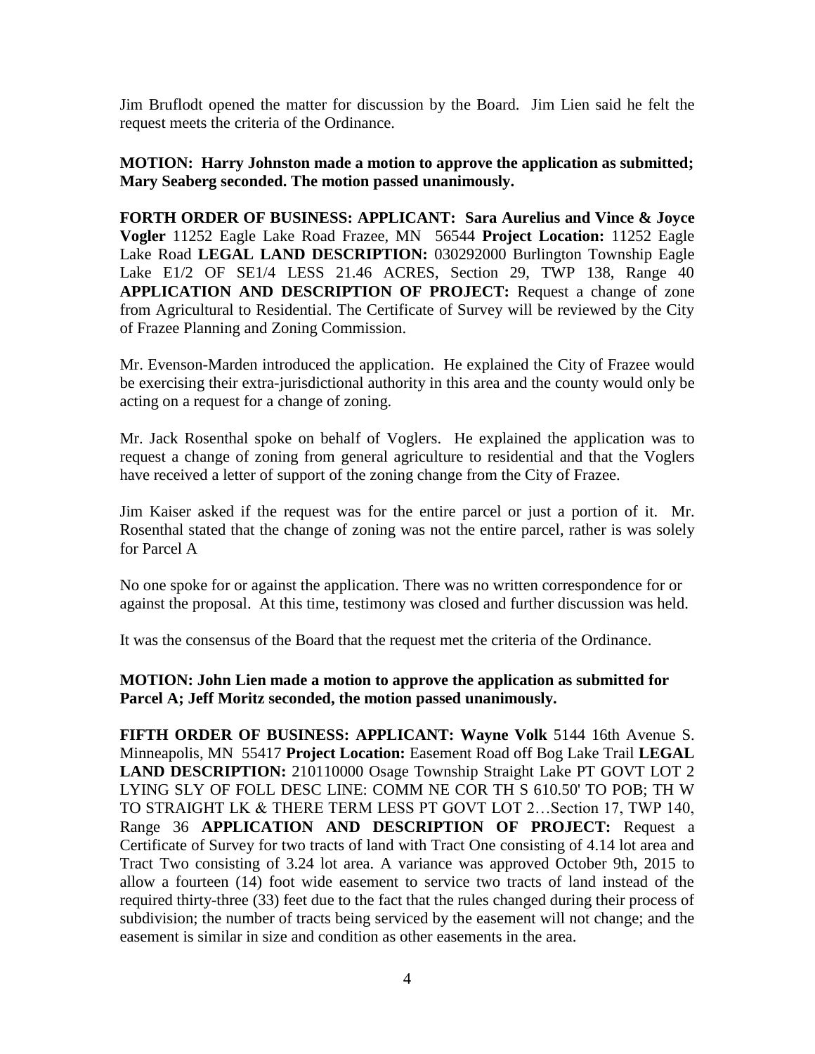Jim Bruflodt opened the matter for discussion by the Board. Jim Lien said he felt the request meets the criteria of the Ordinance.

**MOTION: Harry Johnston made a motion to approve the application as submitted; Mary Seaberg seconded. The motion passed unanimously.**

**FORTH ORDER OF BUSINESS: APPLICANT: Sara Aurelius and Vince & Joyce Vogler** 11252 Eagle Lake Road Frazee, MN 56544 **Project Location:** 11252 Eagle Lake Road **LEGAL LAND DESCRIPTION:** 030292000 Burlington Township Eagle Lake E1/2 OF SE1/4 LESS 21.46 ACRES, Section 29, TWP 138, Range 40 **APPLICATION AND DESCRIPTION OF PROJECT:** Request a change of zone from Agricultural to Residential. The Certificate of Survey will be reviewed by the City of Frazee Planning and Zoning Commission.

Mr. Evenson-Marden introduced the application. He explained the City of Frazee would be exercising their extra-jurisdictional authority in this area and the county would only be acting on a request for a change of zoning.

Mr. Jack Rosenthal spoke on behalf of Voglers. He explained the application was to request a change of zoning from general agriculture to residential and that the Voglers have received a letter of support of the zoning change from the City of Frazee.

Jim Kaiser asked if the request was for the entire parcel or just a portion of it. Mr. Rosenthal stated that the change of zoning was not the entire parcel, rather is was solely for Parcel A

No one spoke for or against the application. There was no written correspondence for or against the proposal. At this time, testimony was closed and further discussion was held.

It was the consensus of the Board that the request met the criteria of the Ordinance.

**MOTION: John Lien made a motion to approve the application as submitted for Parcel A; Jeff Moritz seconded, the motion passed unanimously.**

**FIFTH ORDER OF BUSINESS: APPLICANT: Wayne Volk** 5144 16th Avenue S. Minneapolis, MN 55417 **Project Location:** Easement Road off Bog Lake Trail **LEGAL LAND DESCRIPTION:** 210110000 Osage Township Straight Lake PT GOVT LOT 2 LYING SLY OF FOLL DESC LINE: COMM NE COR TH S 610.50' TO POB; TH W TO STRAIGHT LK & THERE TERM LESS PT GOVT LOT 2…Section 17, TWP 140, Range 36 **APPLICATION AND DESCRIPTION OF PROJECT:** Request a Certificate of Survey for two tracts of land with Tract One consisting of 4.14 lot area and Tract Two consisting of 3.24 lot area. A variance was approved October 9th, 2015 to allow a fourteen (14) foot wide easement to service two tracts of land instead of the required thirty-three (33) feet due to the fact that the rules changed during their process of subdivision; the number of tracts being serviced by the easement will not change; and the easement is similar in size and condition as other easements in the area.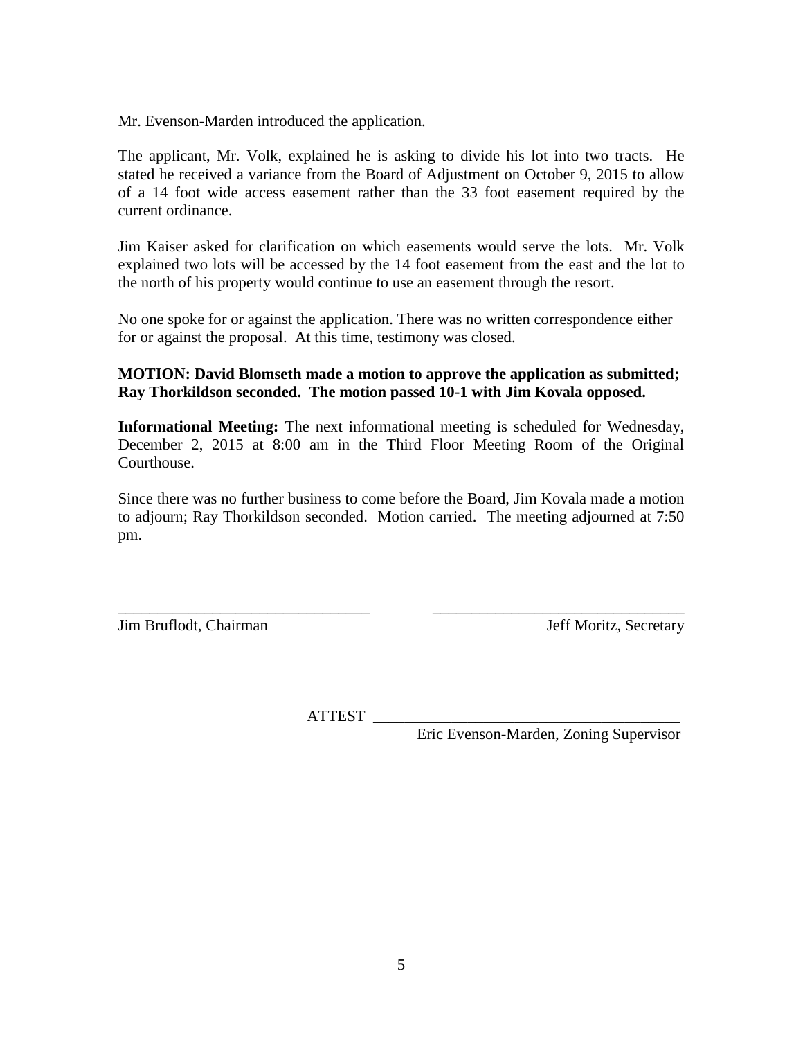Mr. Evenson-Marden introduced the application.

The applicant, Mr. Volk, explained he is asking to divide his lot into two tracts. He stated he received a variance from the Board of Adjustment on October 9, 2015 to allow of a 14 foot wide access easement rather than the 33 foot easement required by the current ordinance.

Jim Kaiser asked for clarification on which easements would serve the lots. Mr. Volk explained two lots will be accessed by the 14 foot easement from the east and the lot to the north of his property would continue to use an easement through the resort.

No one spoke for or against the application. There was no written correspondence either for or against the proposal. At this time, testimony was closed.

**MOTION: David Blomseth made a motion to approve the application as submitted; Ray Thorkildson seconded. The motion passed 10-1 with Jim Kovala opposed.**

**Informational Meeting:** The next informational meeting is scheduled for Wednesday, December 2, 2015 at 8:00 am in the Third Floor Meeting Room of the Original Courthouse.

Since there was no further business to come before the Board, Jim Kovala made a motion to adjourn; Ray Thorkildson seconded. Motion carried. The meeting adjourned at 7:50 pm.

\_\_\_\_\_\_\_\_\_\_\_\_\_\_\_\_\_\_\_\_\_\_\_\_\_\_\_\_\_\_\_\_ \_\_\_\_\_\_\_\_\_\_\_\_\_\_\_\_\_\_\_\_\_\_\_\_\_\_\_\_\_\_\_\_

Jim Bruflodt, Chairman Jeff Moritz, Secretary

ATTEST \_\_\_\_\_\_\_\_\_\_\_\_\_\_\_\_\_\_\_\_\_\_\_\_\_\_\_\_\_\_\_\_\_\_\_\_\_\_\_

Eric Evenson-Marden, Zoning Supervisor